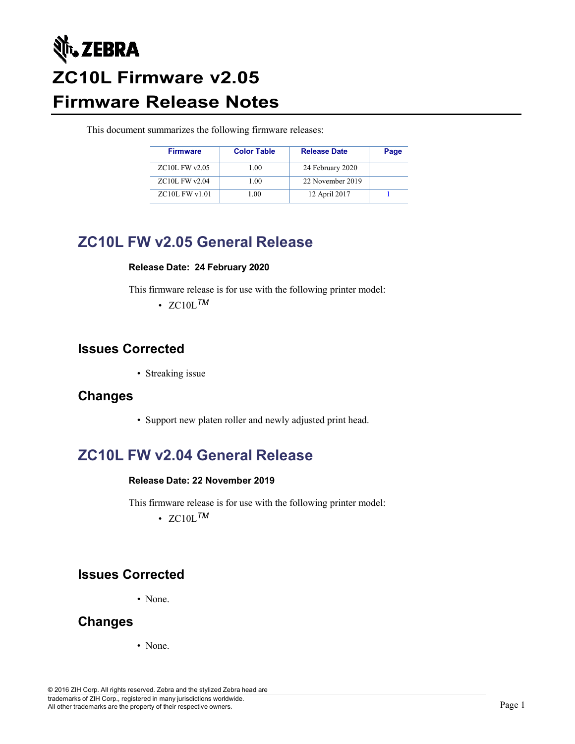# ZEBRA

# ZC10L Firmware v2.05 Firmware Release Notes

This document summarizes the following firmware releases:

| Firmware | Color Table | Release Date | Page |
|---|---|---|---|
| ZC10L FW v2.05 | 1.00 | 24 February 2020 | |
| ZC10L FW v2.04 | 1.00 | 22 November 2019 | |
| ZC10L FW v1.01 | 1.00 | 12 April 2017 | 1 |

## ZC10L FW v2.05 General Release

**Release Date: 24 February 2020**

This firmware release is for use with the following printer model:

- ZC10L*TM*

### Issues Corrected

- Streaking issue

### Changes

- Support new platen roller and newly adjusted print head.

## ZC10L FW v2.04 General Release

**Release Date: 22 November 2019**

This firmware release is for use with the following printer model:

- ZC10L*TM*

### Issues Corrected

- None.

### Changes

- None.

© 2016 ZIH Corp. All rights reserved. Zebra and the stylized Zebra head are trademarks of ZIH Corp., registered in many jurisdictions worldwide. All other trademarks are the property of their respective owners.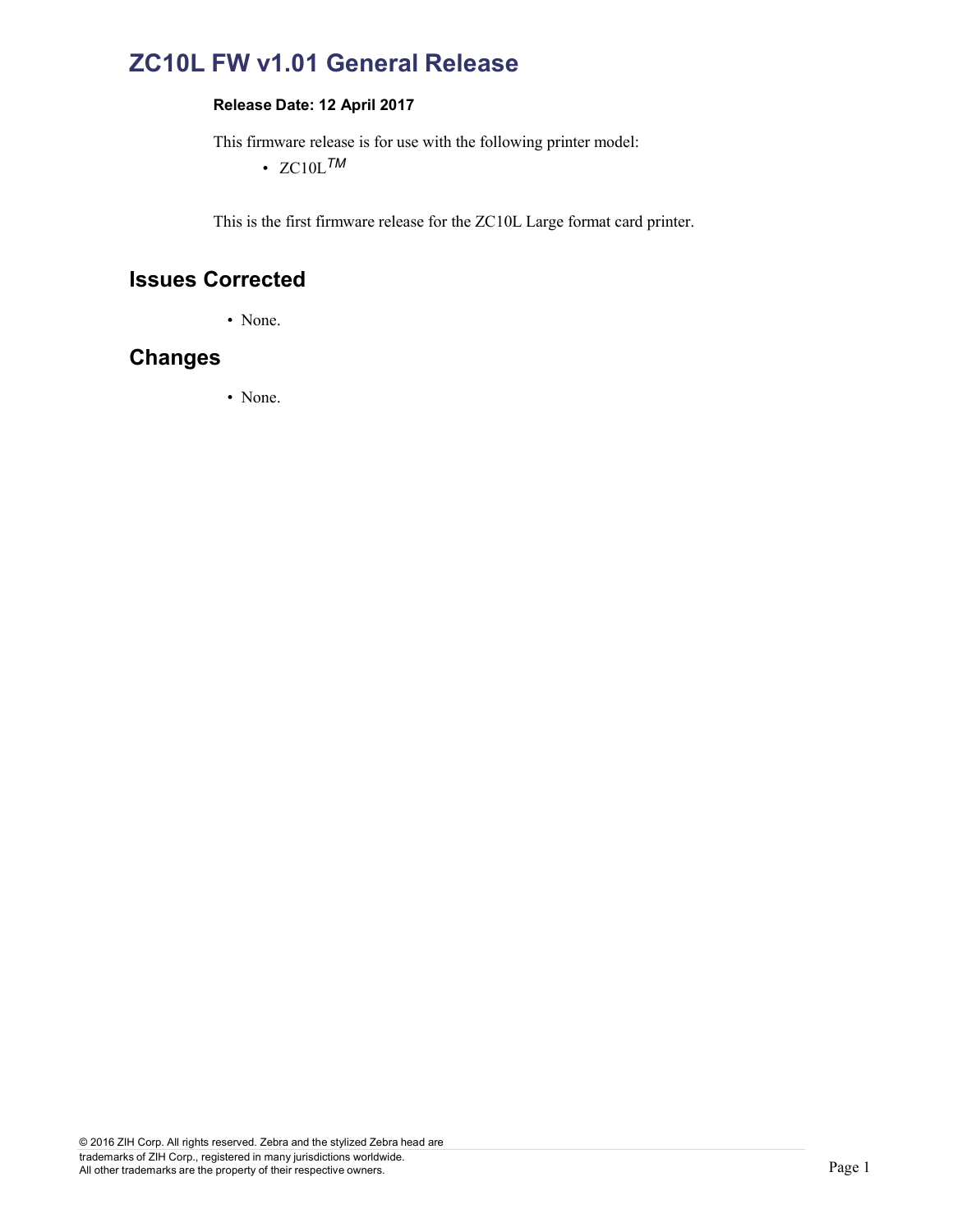# ZC10L FW v1.01 General Release

**Release Date: 12 April 2017**

This firmware release is for use with the following printer model:

- ZC10L*TM*

This is the first firmware release for the ZC10L Large format card printer.

## Issues Corrected

- None.

## Changes

- None.

© 2016 ZIH Corp. All rights reserved. Zebra and the stylized Zebra head are trademarks of ZIH Corp., registered in many jurisdictions worldwide.
All other trademarks are the property of their respective owners.